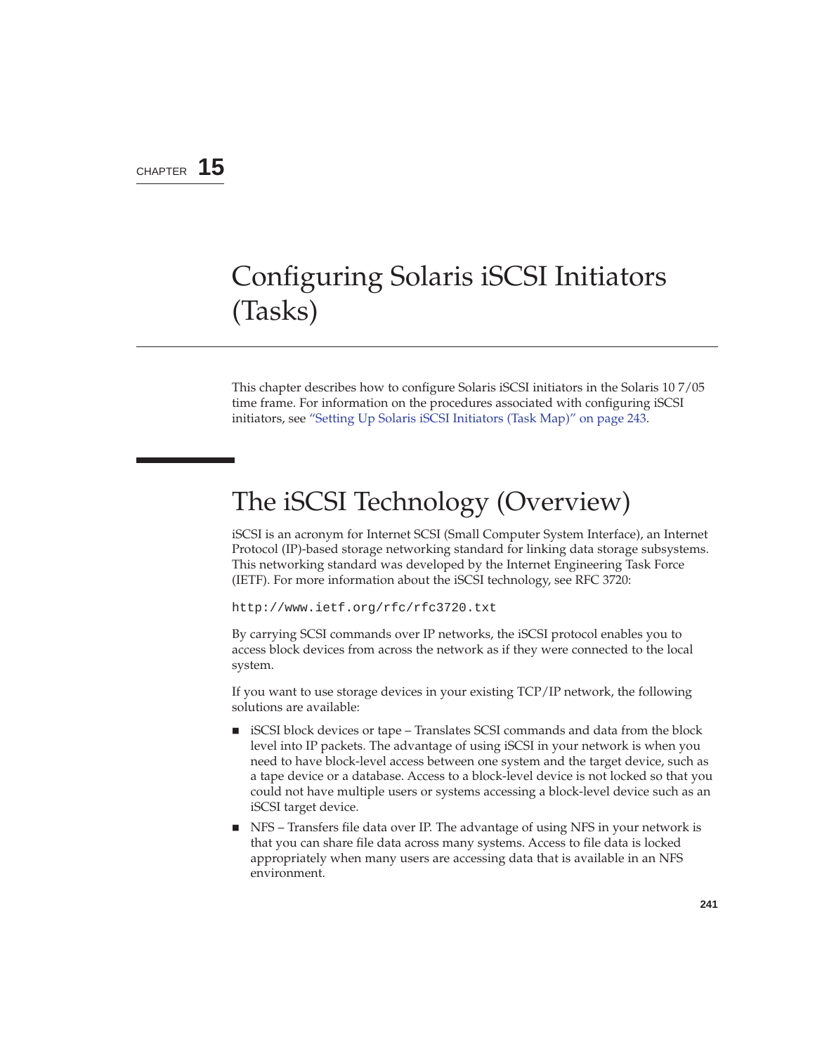CHAPTER 15

# Configuring Solaris iSCSI Initiators (Tasks)

This chapter describes how to configure Solaris iSCSI initiators in the Solaris 10 7/05 time frame. For information on the procedures associated with configuring iSCSI initiators, see "Setting Up Solaris iSCSI Initiators (Task Map)" on page 243.

## The iSCSI Technology (Overview)

iSCSI is an acronym for Internet SCSI (Small Computer System Interface), an Internet Protocol (IP)-based storage networking standard for linking data storage subsystems. This networking standard was developed by the Internet Engineering Task Force (IETF). For more information about the iSCSI technology, see RFC 3720:

```
http://www.ietf.org/rfc/rfc3720.txt
```

By carrying SCSI commands over IP networks, the iSCSI protocol enables you to access block devices from across the network as if they were connected to the local system.

If you want to use storage devices in your existing TCP/IP network, the following solutions are available:

- iSCSI block devices or tape – Translates SCSI commands and data from the block level into IP packets. The advantage of using iSCSI in your network is when you need to have block-level access between one system and the target device, such as a tape device or a database. Access to a block-level device is not locked so that you could not have multiple users or systems accessing a block-level device such as an iSCSI target device.
- NFS – Transfers file data over IP. The advantage of using NFS in your network is that you can share file data across many systems. Access to file data is locked appropriately when many users are accessing data that is available in an NFS environment.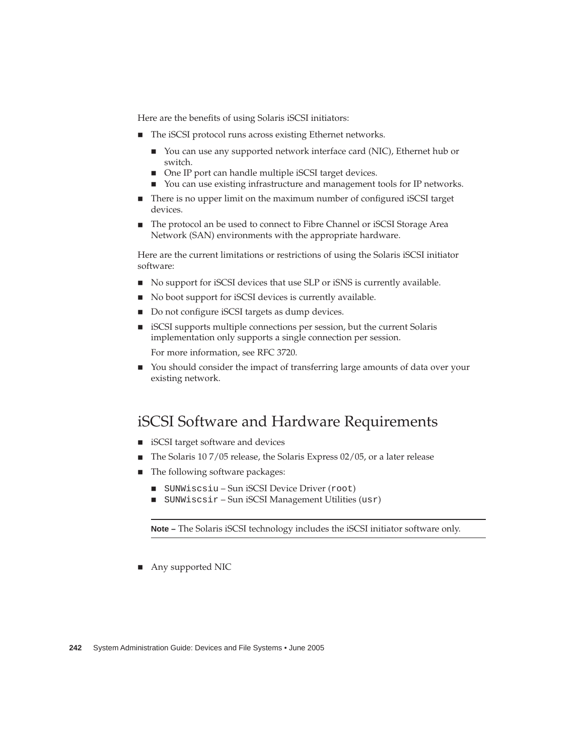Here are the benefits of using Solaris iSCSI initiators:

- The iSCSI protocol runs across existing Ethernet networks.
  - You can use any supported network interface card (NIC), Ethernet hub or switch.
  - One IP port can handle multiple iSCSI target devices.
  - You can use existing infrastructure and management tools for IP networks.
- There is no upper limit on the maximum number of configured iSCSI target devices.
- The protocol an be used to connect to Fibre Channel or iSCSI Storage Area Network (SAN) environments with the appropriate hardware.

Here are the current limitations or restrictions of using the Solaris iSCSI initiator software:

- No support for iSCSI devices that use SLP or iSNS is currently available.
- No boot support for iSCSI devices is currently available.
- Do not configure iSCSI targets as dump devices.
- iSCSI supports multiple connections per session, but the current Solaris implementation only supports a single connection per session.

  For more information, see RFC 3720.
- You should consider the impact of transferring large amounts of data over your existing network.

## iSCSI Software and Hardware Requirements

- iSCSI target software and devices
- The Solaris 10 7/05 release, the Solaris Express 02/05, or a later release
- The following software packages:
  - `SUNWiscsiu` – Sun iSCSI Device Driver (`root`)
  - `SUNWiscsir` – Sun iSCSI Management Utilities (`usr`)

  ---

  **Note –** The Solaris iSCSI technology includes the iSCSI initiator software only.

  ---
- Any supported NIC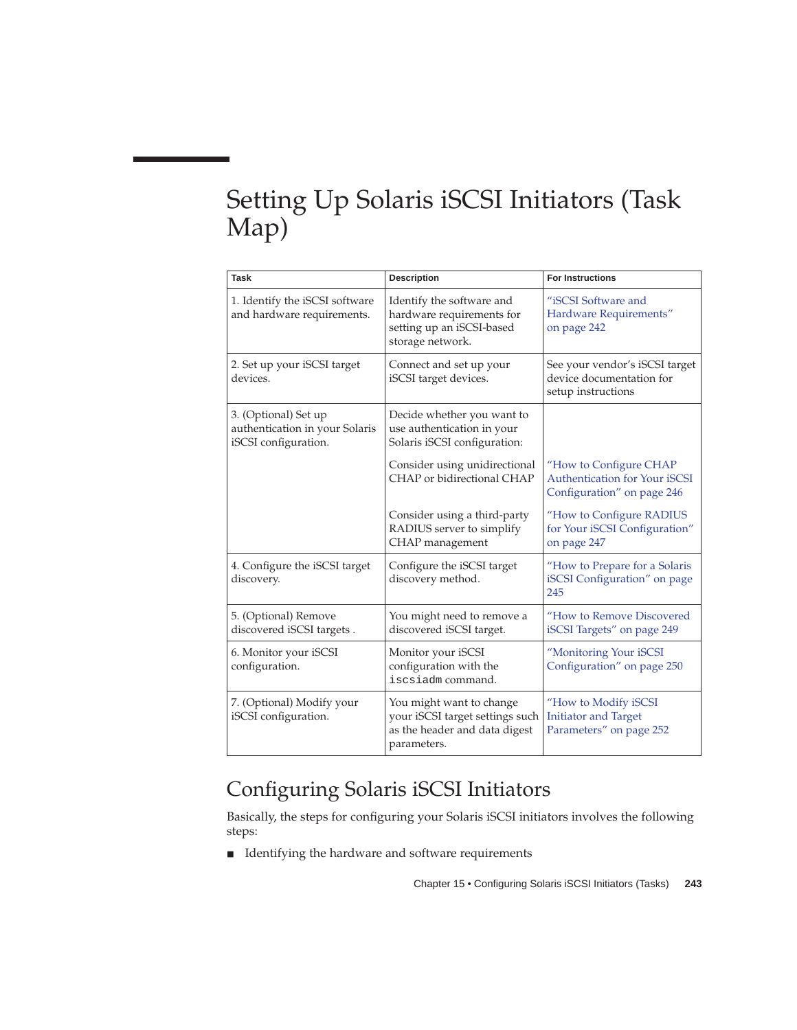# Setting Up Solaris iSCSI Initiators (Task Map)

| Task | Description | For Instructions |
| --- | --- | --- |
| 1. Identify the iSCSI software and hardware requirements. | Identify the software and hardware requirements for setting up an iSCSI-based storage network. | "iSCSI Software and Hardware Requirements" on page 242 |
| 2. Set up your iSCSI target devices. | Connect and set up your iSCSI target devices. | See your vendor's iSCSI target device documentation for setup instructions |
| 3. (Optional) Set up authentication in your Solaris iSCSI configuration. | Decide whether you want to use authentication in your Solaris iSCSI configuration: | |
| | Consider using unidirectional CHAP or bidirectional CHAP | "How to Configure CHAP Authentication for Your iSCSI Configuration" on page 246 |
| | Consider using a third-party RADIUS server to simplify CHAP management | "How to Configure RADIUS for Your iSCSI Configuration" on page 247 |
| 4. Configure the iSCSI target discovery. | Configure the iSCSI target discovery method. | "How to Prepare for a Solaris iSCSI Configuration" on page 245 |
| 5. (Optional) Remove discovered iSCSI targets . | You might need to remove a discovered iSCSI target. | "How to Remove Discovered iSCSI Targets" on page 249 |
| 6. Monitor your iSCSI configuration. | Monitor your iSCSI configuration with the `iscsiadm` command. | "Monitoring Your iSCSI Configuration" on page 250 |
| 7. (Optional) Modify your iSCSI configuration. | You might want to change your iSCSI target settings such as the header and data digest parameters. | "How to Modify iSCSI Initiator and Target Parameters" on page 252 |

## Configuring Solaris iSCSI Initiators

Basically, the steps for configuring your Solaris iSCSI initiators involves the following steps:

- Identifying the hardware and software requirements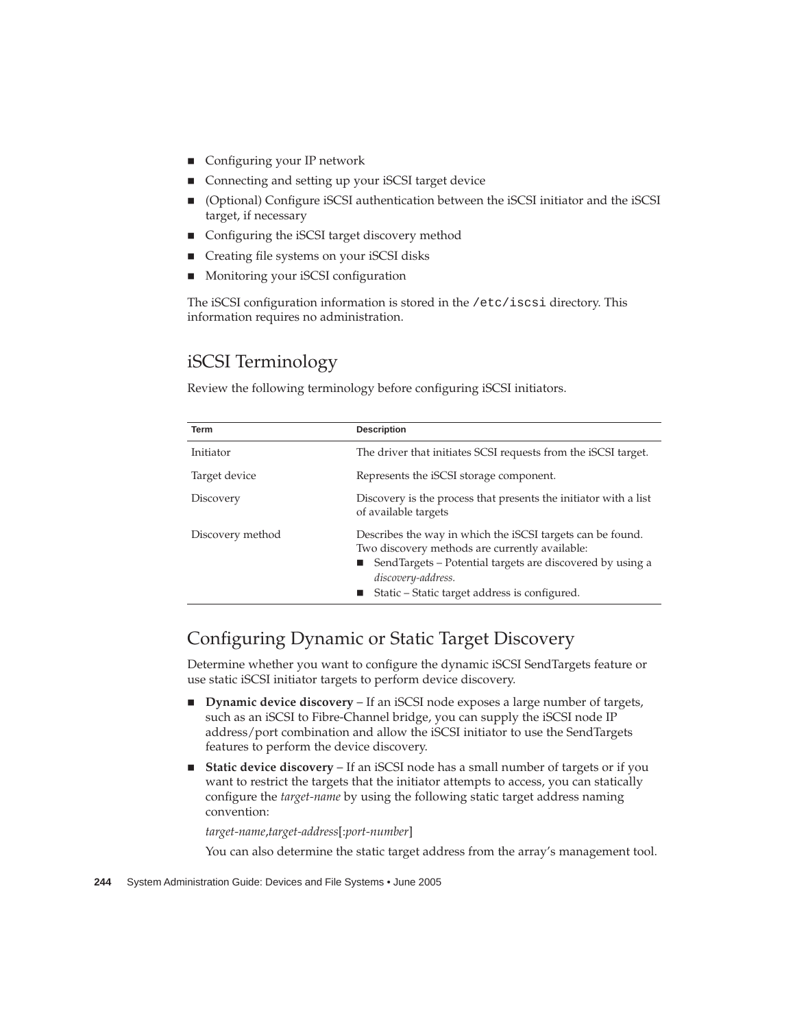- Configuring your IP network
- Connecting and setting up your iSCSI target device
- (Optional) Configure iSCSI authentication between the iSCSI initiator and the iSCSI target, if necessary
- Configuring the iSCSI target discovery method
- Creating file systems on your iSCSI disks
- Monitoring your iSCSI configuration

The iSCSI configuration information is stored in the `/etc/iscsi` directory. This information requires no administration.

## iSCSI Terminology

Review the following terminology before configuring iSCSI initiators.

| Term | Description |
| --- | --- |
| Initiator | The driver that initiates SCSI requests from the iSCSI target. |
| Target device | Represents the iSCSI storage component. |
| Discovery | Discovery is the process that presents the initiator with a list of available targets |
| Discovery method | Describes the way in which the iSCSI targets can be found. Two discovery methods are currently available: <br>■ SendTargets – Potential targets are discovered by using a *discovery-address.* <br>■ Static – Static target address is configured. |

## Configuring Dynamic or Static Target Discovery

Determine whether you want to configure the dynamic iSCSI SendTargets feature or use static iSCSI initiator targets to perform device discovery.

- **Dynamic device discovery** – If an iSCSI node exposes a large number of targets, such as an iSCSI to Fibre-Channel bridge, you can supply the iSCSI node IP address/port combination and allow the iSCSI initiator to use the SendTargets features to perform the device discovery.
- **Static device discovery** – If an iSCSI node has a small number of targets or if you want to restrict the targets that the initiator attempts to access, you can statically configure the *target-name* by using the following static target address naming convention:

  *target-name*,*target-address*[:*port-number*]

  You can also determine the static target address from the array's management tool.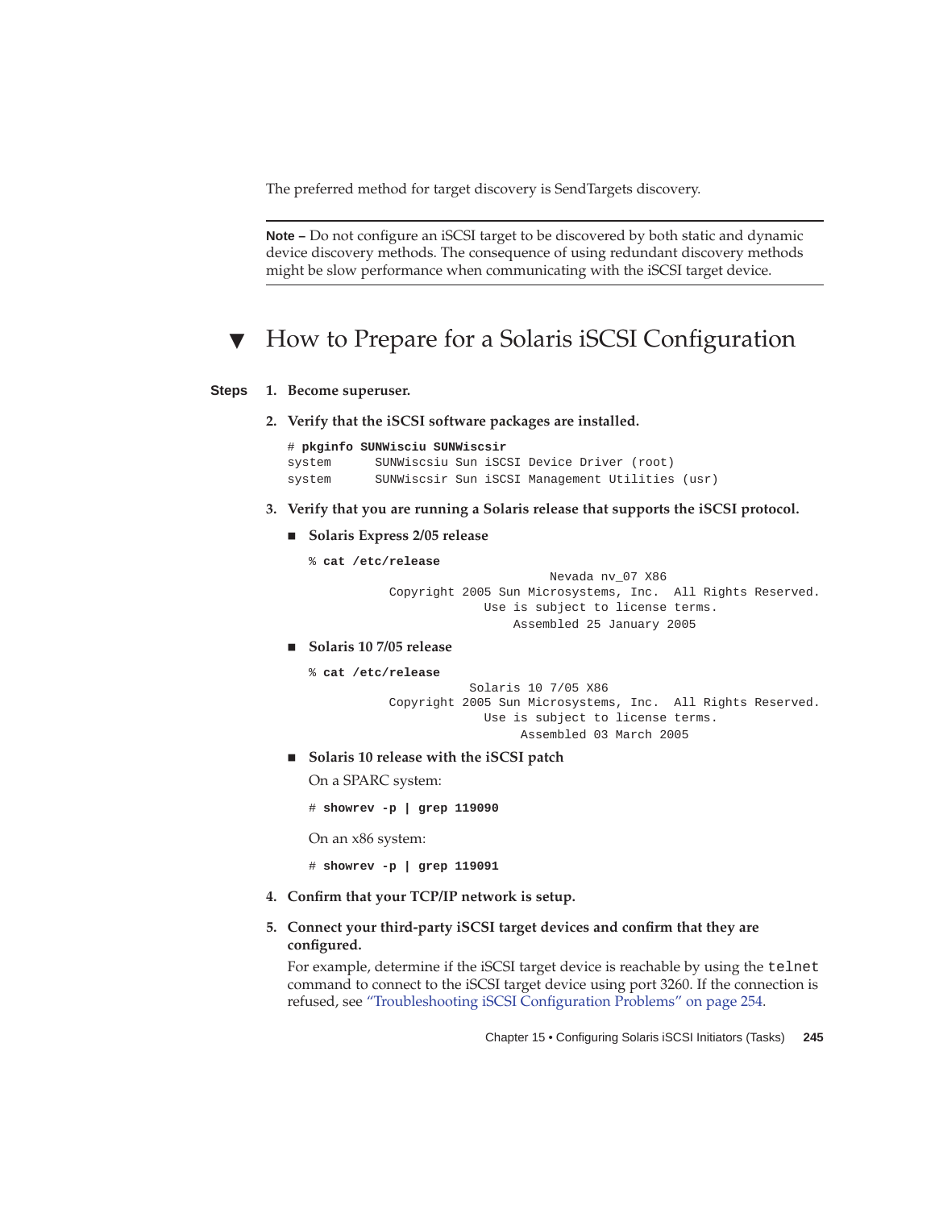The preferred method for target discovery is SendTargets discovery.

---

**Note –** Do not configure an iSCSI target to be discovered by both static and dynamic device discovery methods. The consequence of using redundant discovery methods might be slow performance when communicating with the iSCSI target device.

---

## ▼ How to Prepare for a Solaris iSCSI Configuration

**Steps**

1. **Become superuser.**

2. **Verify that the iSCSI software packages are installed.**

   ```
   # pkginfo SUNWisciu SUNWiscsir
   system      SUNWiscsiu Sun iSCSI Device Driver (root)
   system      SUNWiscsir Sun iSCSI Management Utilities (usr)
   ```

3. **Verify that you are running a Solaris release that supports the iSCSI protocol.**

   - **Solaris Express 2/05 release**

     ```
     % cat /etc/release
                                 Nevada nv_07 X86
                Copyright 2005 Sun Microsystems, Inc.  All Rights Reserved.
                             Use is subject to license terms.
                                 Assembled 25 January 2005
     ```

   - **Solaris 10 7/05 release**

     ```
     % cat /etc/release
                         Solaris 10 7/05 X86
                Copyright 2005 Sun Microsystems, Inc.  All Rights Reserved.
                             Use is subject to license terms.
                                  Assembled 03 March 2005
     ```

   - **Solaris 10 release with the iSCSI patch**

     On a SPARC system:

     ```
     # showrev -p | grep 119090
     ```

     On an x86 system:

     ```
     # showrev -p | grep 119091
     ```

4. **Confirm that your TCP/IP network is setup.**

5. **Connect your third-party iSCSI target devices and confirm that they are configured.**

   For example, determine if the iSCSI target device is reachable by using the `telnet` command to connect to the iSCSI target device using port 3260. If the connection is refused, see "Troubleshooting iSCSI Configuration Problems" on page 254.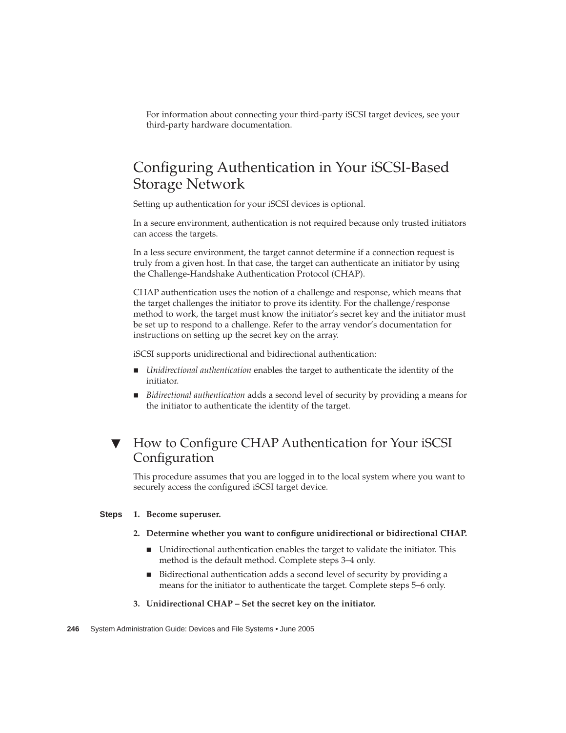For information about connecting your third-party iSCSI target devices, see your third-party hardware documentation.

## Configuring Authentication in Your iSCSI-Based Storage Network

Setting up authentication for your iSCSI devices is optional.

In a secure environment, authentication is not required because only trusted initiators can access the targets.

In a less secure environment, the target cannot determine if a connection request is truly from a given host. In that case, the target can authenticate an initiator by using the Challenge-Handshake Authentication Protocol (CHAP).

CHAP authentication uses the notion of a challenge and response, which means that the target challenges the initiator to prove its identity. For the challenge/response method to work, the target must know the initiator's secret key and the initiator must be set up to respond to a challenge. Refer to the array vendor's documentation for instructions on setting up the secret key on the array.

iSCSI supports unidirectional and bidirectional authentication:

- *Unidirectional authentication* enables the target to authenticate the identity of the initiator.
- *Bidirectional authentication* adds a second level of security by providing a means for the initiator to authenticate the identity of the target.

### ▼ How to Configure CHAP Authentication for Your iSCSI Configuration

This procedure assumes that you are logged in to the local system where you want to securely access the configured iSCSI target device.

**Steps**

1. **Become superuser.**
2. **Determine whether you want to configure unidirectional or bidirectional CHAP.**
   - Unidirectional authentication enables the target to validate the initiator. This method is the default method. Complete steps 3–4 only.
   - Bidirectional authentication adds a second level of security by providing a means for the initiator to authenticate the target. Complete steps 5–6 only.
3. **Unidirectional CHAP – Set the secret key on the initiator.**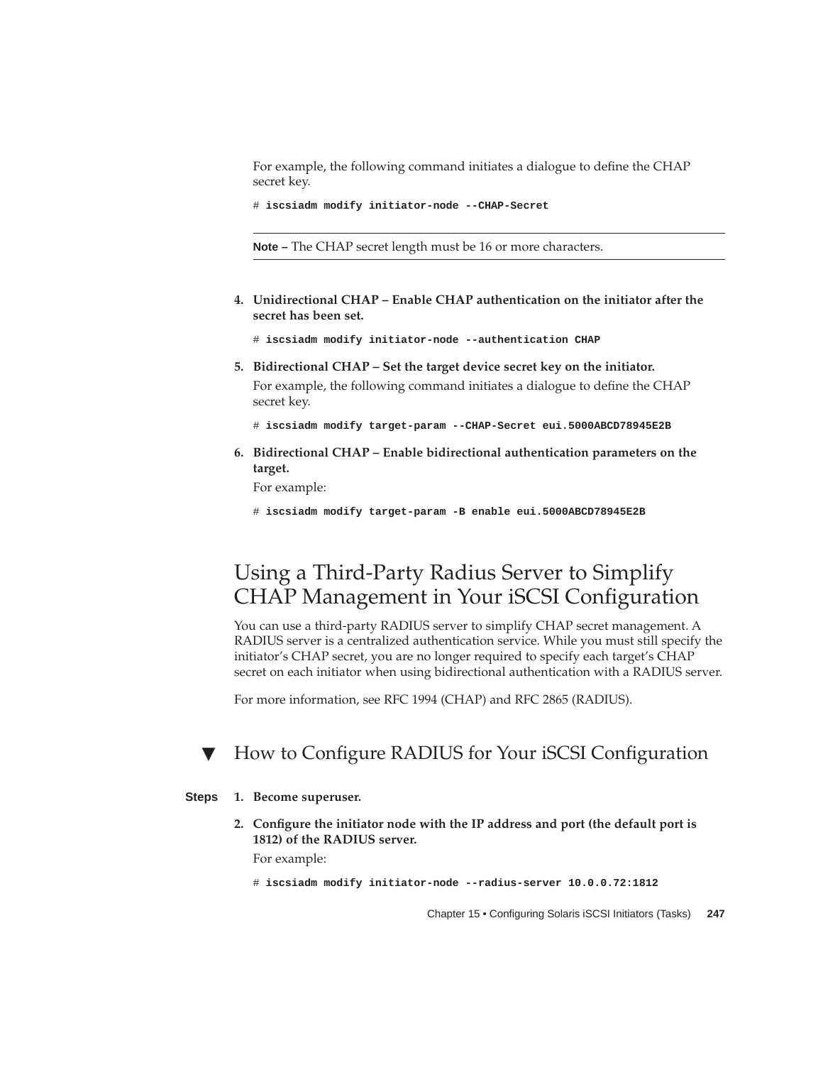For example, the following command initiates a dialogue to define the CHAP secret key.

```
# iscsiadm modify initiator-node --CHAP-Secret
```

**Note –** The CHAP secret length must be 16 or more characters.

4. **Unidirectional CHAP – Enable CHAP authentication on the initiator after the secret has been set.**

   ```
   # iscsiadm modify initiator-node --authentication CHAP
   ```

5. **Bidirectional CHAP – Set the target device secret key on the initiator.**

   For example, the following command initiates a dialogue to define the CHAP secret key.

   ```
   # iscsiadm modify target-param --CHAP-Secret eui.5000ABCD78945E2B
   ```

6. **Bidirectional CHAP – Enable bidirectional authentication parameters on the target.**

   For example:

   ```
   # iscsiadm modify target-param -B enable eui.5000ABCD78945E2B
   ```

## Using a Third-Party Radius Server to Simplify CHAP Management in Your iSCSI Configuration

You can use a third-party RADIUS server to simplify CHAP secret management. A RADIUS server is a centralized authentication service. While you must still specify the initiator's CHAP secret, you are no longer required to specify each target's CHAP secret on each initiator when using bidirectional authentication with a RADIUS server.

For more information, see RFC 1994 (CHAP) and RFC 2865 (RADIUS).

### ▼ How to Configure RADIUS for Your iSCSI Configuration

**Steps**

1. **Become superuser.**

2. **Configure the initiator node with the IP address and port (the default port is 1812) of the RADIUS server.**

   For example:

   ```
   # iscsiadm modify initiator-node --radius-server 10.0.0.72:1812
   ```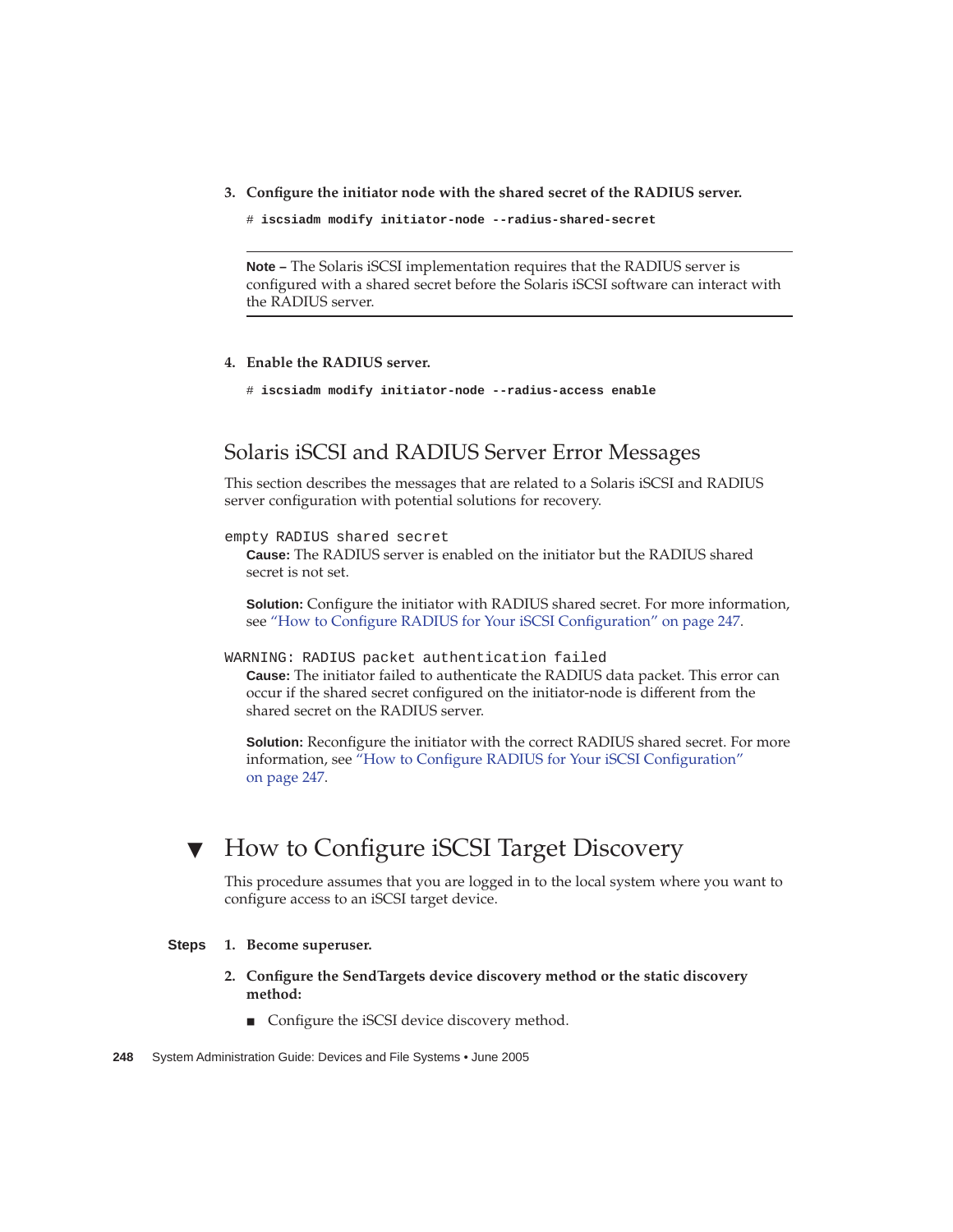3. **Configure the initiator node with the shared secret of the RADIUS server.**

```
# iscsiadm modify initiator-node --radius-shared-secret
```

---

**Note –** The Solaris iSCSI implementation requires that the RADIUS server is configured with a shared secret before the Solaris iSCSI software can interact with the RADIUS server.

---

4. **Enable the RADIUS server.**

```
# iscsiadm modify initiator-node --radius-access enable
```

## Solaris iSCSI and RADIUS Server Error Messages

This section describes the messages that are related to a Solaris iSCSI and RADIUS server configuration with potential solutions for recovery.

`empty RADIUS shared secret`

**Cause:** The RADIUS server is enabled on the initiator but the RADIUS shared secret is not set.

**Solution:** Configure the initiator with RADIUS shared secret. For more information, see "How to Configure RADIUS for Your iSCSI Configuration" on page 247.

`WARNING: RADIUS packet authentication failed`

**Cause:** The initiator failed to authenticate the RADIUS data packet. This error can occur if the shared secret configured on the initiator-node is different from the shared secret on the RADIUS server.

**Solution:** Reconfigure the initiator with the correct RADIUS shared secret. For more information, see "How to Configure RADIUS for Your iSCSI Configuration" on page 247.

## ▼ How to Configure iSCSI Target Discovery

This procedure assumes that you are logged in to the local system where you want to configure access to an iSCSI target device.

**Steps**

1. **Become superuser.**
2. **Configure the SendTargets device discovery method or the static discovery method:**
   - Configure the iSCSI device discovery method.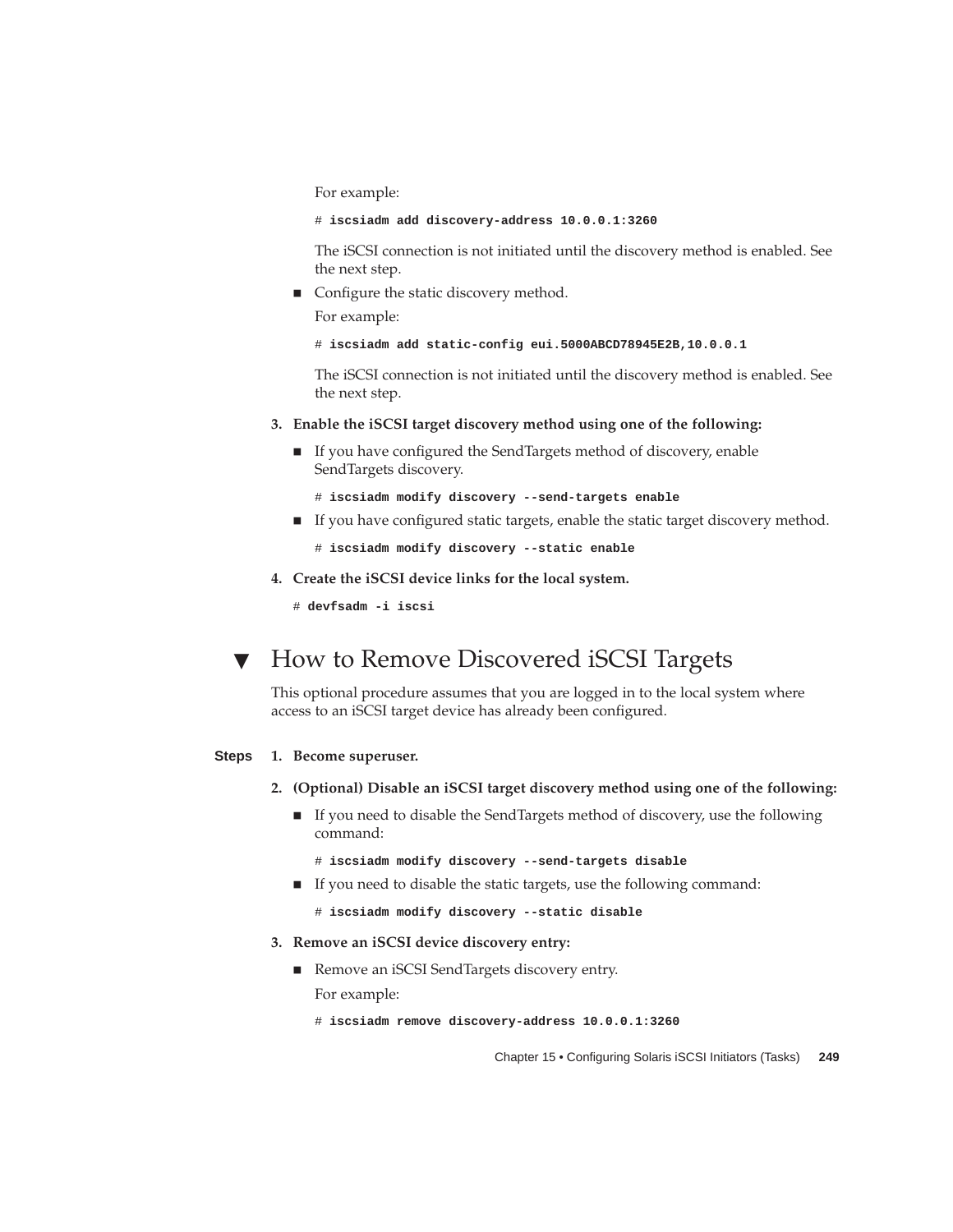For example:

```
# iscsiadm add discovery-address 10.0.0.1:3260
```

The iSCSI connection is not initiated until the discovery method is enabled. See the next step.

- Configure the static discovery method.

  For example:

  ```
  # iscsiadm add static-config eui.5000ABCD78945E2B,10.0.0.1
  ```

  The iSCSI connection is not initiated until the discovery method is enabled. See the next step.

3. **Enable the iSCSI target discovery method using one of the following:**
   - If you have configured the SendTargets method of discovery, enable SendTargets discovery.

     ```
     # iscsiadm modify discovery --send-targets enable
     ```

   - If you have configured static targets, enable the static target discovery method.

     ```
     # iscsiadm modify discovery --static enable
     ```

4. **Create the iSCSI device links for the local system.**

   ```
   # devfsadm -i iscsi
   ```

## ▼ How to Remove Discovered iSCSI Targets

This optional procedure assumes that you are logged in to the local system where access to an iSCSI target device has already been configured.

**Steps**

1. **Become superuser.**
2. **(Optional) Disable an iSCSI target discovery method using one of the following:**
   - If you need to disable the SendTargets method of discovery, use the following command:

     ```
     # iscsiadm modify discovery --send-targets disable
     ```

   - If you need to disable the static targets, use the following command:

     ```
     # iscsiadm modify discovery --static disable
     ```

3. **Remove an iSCSI device discovery entry:**
   - Remove an iSCSI SendTargets discovery entry.

     For example:

     ```
     # iscsiadm remove discovery-address 10.0.0.1:3260
     ```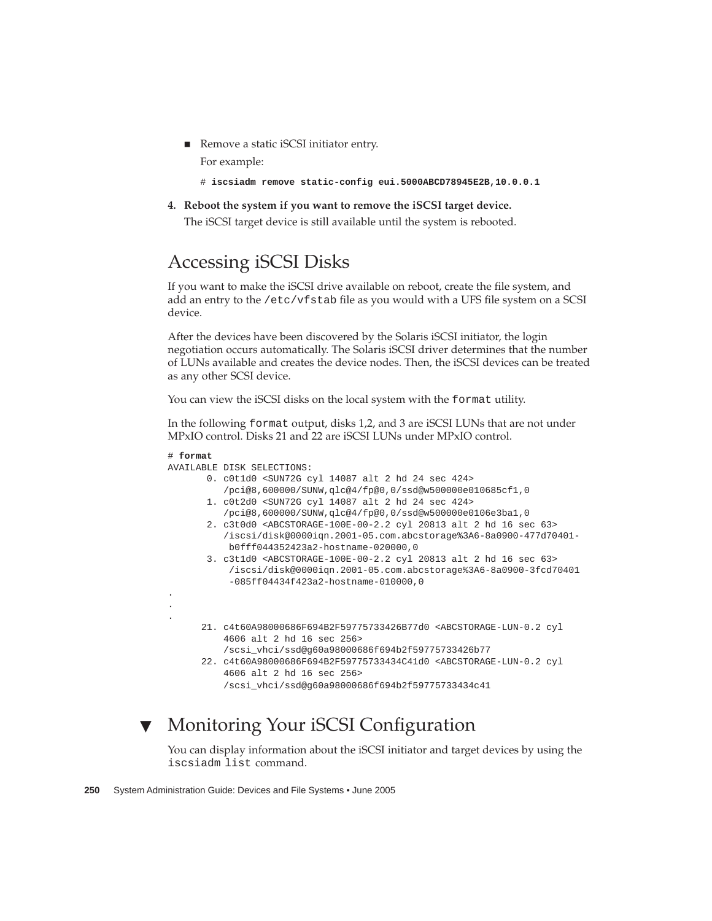- Remove a static iSCSI initiator entry.

  For example:

  ```
  # iscsiadm remove static-config eui.5000ABCD78945E2B,10.0.0.1
  ```

4. **Reboot the system if you want to remove the iSCSI target device.**

   The iSCSI target device is still available until the system is rebooted.

## Accessing iSCSI Disks

If you want to make the iSCSI drive available on reboot, create the file system, and add an entry to the `/etc/vfstab` file as you would with a UFS file system on a SCSI device.

After the devices have been discovered by the Solaris iSCSI initiator, the login negotiation occurs automatically. The Solaris iSCSI driver determines that the number of LUNs available and creates the device nodes. Then, the iSCSI devices can be treated as any other SCSI device.

You can view the iSCSI disks on the local system with the `format` utility.

In the following `format` output, disks 1,2, and 3 are iSCSI LUNs that are not under MPxIO control. Disks 21 and 22 are iSCSI LUNs under MPxIO control.

```
# format
AVAILABLE DISK SELECTIONS:
       0. c0t1d0 <SUN72G cyl 14087 alt 2 hd 24 sec 424>
          /pci@8,600000/SUNW,qlc@4/fp@0,0/ssd@w500000e010685cf1,0
       1. c0t2d0 <SUN72G cyl 14087 alt 2 hd 24 sec 424>
          /pci@8,600000/SUNW,qlc@4/fp@0,0/ssd@w500000e0106e3ba1,0
       2. c3t0d0 <ABCSTORAGE-100E-00-2.2 cyl 20813 alt 2 hd 16 sec 63>
          /iscsi/disk@0000iqn.2001-05.com.abcstorage%3A6-8a0900-477d70401-
           b0fff044352423a2-hostname-020000,0
       3. c3t1d0 <ABCSTORAGE-100E-00-2.2 cyl 20813 alt 2 hd 16 sec 63>
           /iscsi/disk@0000iqn.2001-05.com.abcstorage%3A6-8a0900-3fcd70401
           -085ff04434f423a2-hostname-010000,0
.
.
.
      21. c4t60A98000686F694B2F59775733426B77d0 <ABCSTORAGE-LUN-0.2 cyl
          4606 alt 2 hd 16 sec 256>
          /scsi_vhci/ssd@g60a98000686f694b2f59775733426b77
      22. c4t60A98000686F694B2F59775733434C41d0 <ABCSTORAGE-LUN-0.2 cyl
          4606 alt 2 hd 16 sec 256>
          /scsi_vhci/ssd@g60a98000686f694b2f59775733434c41
```

## ▼ Monitoring Your iSCSI Configuration

You can display information about the iSCSI initiator and target devices by using the `iscsiadm list` command.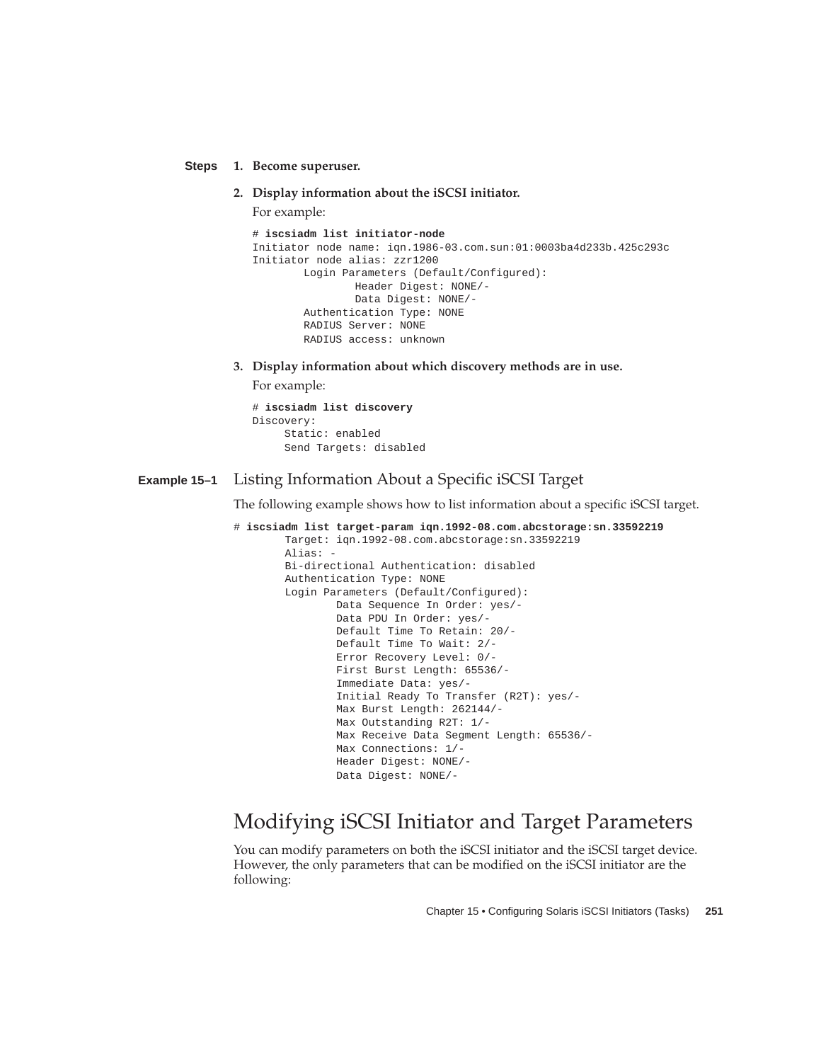**Steps**

1. **Become superuser.**
2. **Display information about the iSCSI initiator.**

   For example:

   ```
   # iscsiadm list initiator-node
   Initiator node name: iqn.1986-03.com.sun:01:0003ba4d233b.425c293c
   Initiator node alias: zzr1200
           Login Parameters (Default/Configured):
                   Header Digest: NONE/-
                   Data Digest: NONE/-
           Authentication Type: NONE
           RADIUS Server: NONE
           RADIUS access: unknown
   ```

3. **Display information about which discovery methods are in use.**

   For example:

   ```
   # iscsiadm list discovery
   Discovery:
        Static: enabled
        Send Targets: disabled
   ```

**Example 15–1** Listing Information About a Specific iSCSI Target

The following example shows how to list information about a specific iSCSI target.

```
# iscsiadm list target-param iqn.1992-08.com.abcstorage:sn.33592219
        Target: iqn.1992-08.com.abcstorage:sn.33592219
        Alias: -
        Bi-directional Authentication: disabled
        Authentication Type: NONE
        Login Parameters (Default/Configured):
                Data Sequence In Order: yes/-
                Data PDU In Order: yes/-
                Default Time To Retain: 20/-
                Default Time To Wait: 2/-
                Error Recovery Level: 0/-
                First Burst Length: 65536/-
                Immediate Data: yes/-
                Initial Ready To Transfer (R2T): yes/-
                Max Burst Length: 262144/-
                Max Outstanding R2T: 1/-
                Max Receive Data Segment Length: 65536/-
                Max Connections: 1/-
                Header Digest: NONE/-
                Data Digest: NONE/-
```

## Modifying iSCSI Initiator and Target Parameters

You can modify parameters on both the iSCSI initiator and the iSCSI target device. However, the only parameters that can be modified on the iSCSI initiator are the following: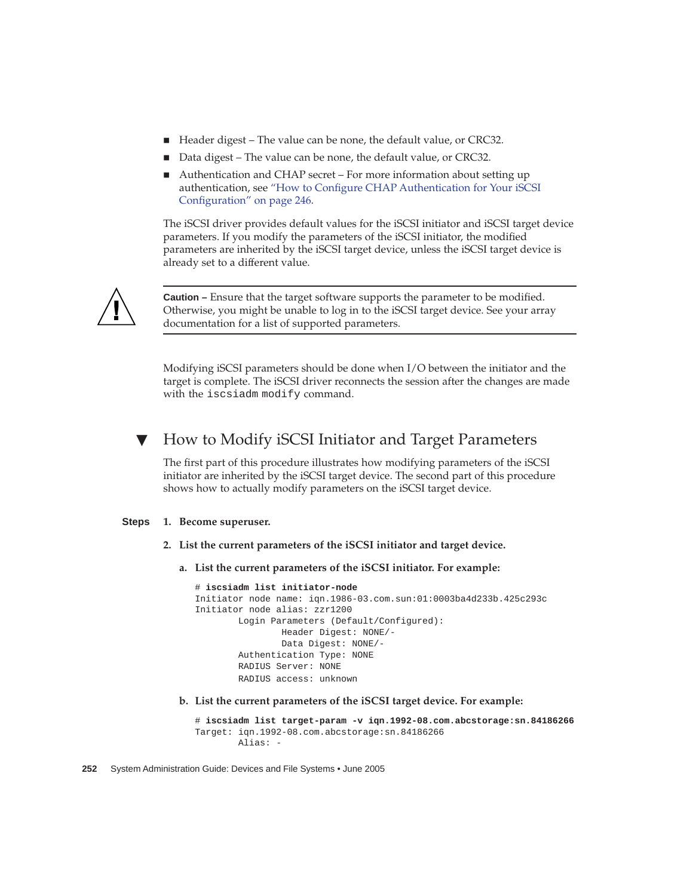- Header digest – The value can be none, the default value, or CRC32.
- Data digest – The value can be none, the default value, or CRC32.
- Authentication and CHAP secret – For more information about setting up authentication, see "How to Configure CHAP Authentication for Your iSCSI Configuration" on page 246.

The iSCSI driver provides default values for the iSCSI initiator and iSCSI target device parameters. If you modify the parameters of the iSCSI initiator, the modified parameters are inherited by the iSCSI target device, unless the iSCSI target device is already set to a different value.

---

**Caution –** Ensure that the target software supports the parameter to be modified. Otherwise, you might be unable to log in to the iSCSI target device. See your array documentation for a list of supported parameters.

---

Modifying iSCSI parameters should be done when I/O between the initiator and the target is complete. The iSCSI driver reconnects the session after the changes are made with the `iscsiadm modify` command.

## ▼ How to Modify iSCSI Initiator and Target Parameters

The first part of this procedure illustrates how modifying parameters of the iSCSI initiator are inherited by the iSCSI target device. The second part of this procedure shows how to actually modify parameters on the iSCSI target device.

**Steps**

1. **Become superuser.**
2. **List the current parameters of the iSCSI initiator and target device.**

   a. **List the current parameters of the iSCSI initiator. For example:**

```
# iscsiadm list initiator-node
Initiator node name: iqn.1986-03.com.sun:01:0003ba4d233b.425c293c
Initiator node alias: zzr1200
        Login Parameters (Default/Configured):
                Header Digest: NONE/-
                Data Digest: NONE/-
        Authentication Type: NONE
        RADIUS Server: NONE
        RADIUS access: unknown
```

   b. **List the current parameters of the iSCSI target device. For example:**

```
# iscsiadm list target-param -v iqn.1992-08.com.abcstorage:sn.84186266
Target: iqn.1992-08.com.abcstorage:sn.84186266
        Alias: -
```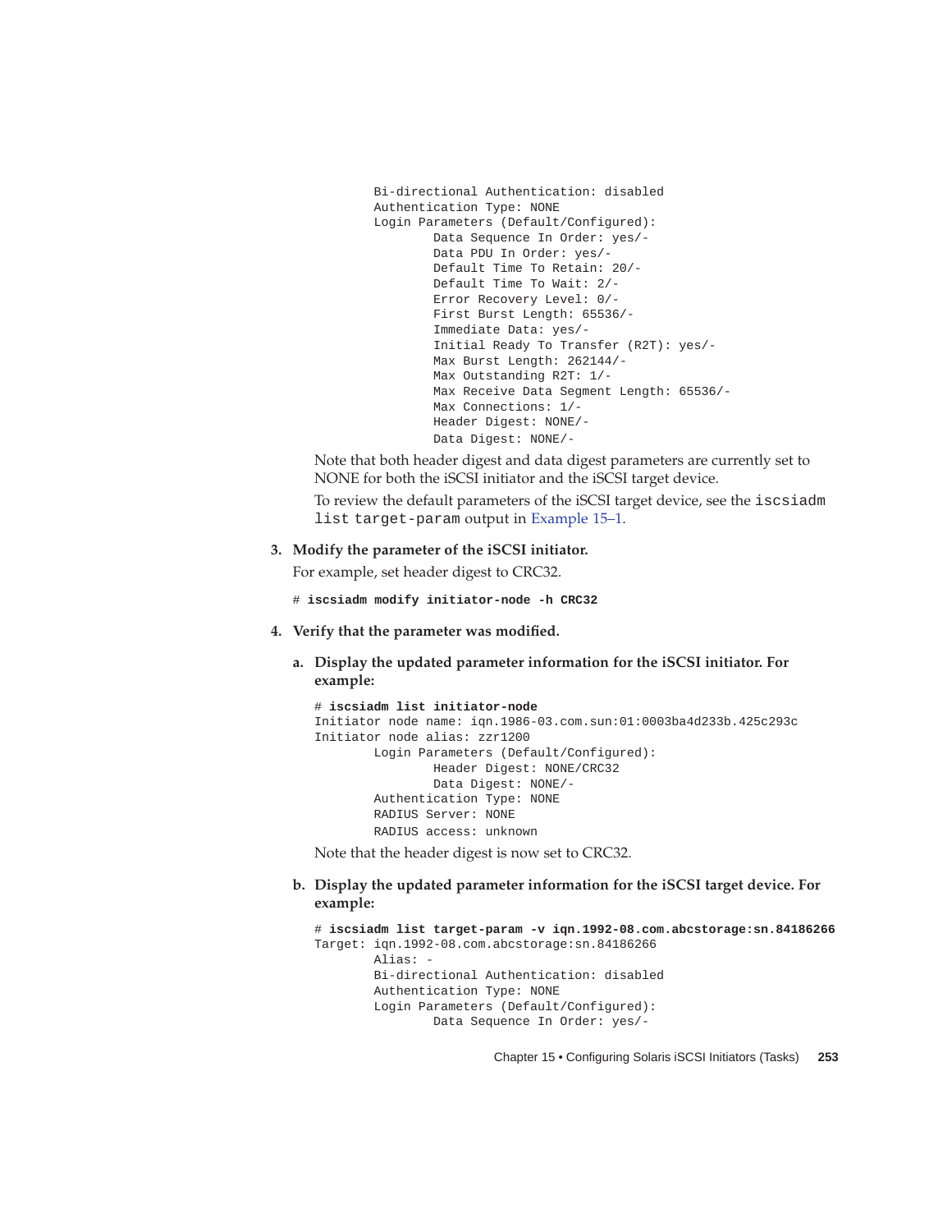```
        Bi-directional Authentication: disabled
        Authentication Type: NONE
        Login Parameters (Default/Configured):
                Data Sequence In Order: yes/-
                Data PDU In Order: yes/-
                Default Time To Retain: 20/-
                Default Time To Wait: 2/-
                Error Recovery Level: 0/-
                First Burst Length: 65536/-
                Immediate Data: yes/-
                Initial Ready To Transfer (R2T): yes/-
                Max Burst Length: 262144/-
                Max Outstanding R2T: 1/-
                Max Receive Data Segment Length: 65536/-
                Max Connections: 1/-
                Header Digest: NONE/-
                Data Digest: NONE/-
```

Note that both header digest and data digest parameters are currently set to NONE for both the iSCSI initiator and the iSCSI target device.

To review the default parameters of the iSCSI target device, see the `iscsiadm list target-param` output in Example 15–1.

3. **Modify the parameter of the iSCSI initiator.**

   For example, set header digest to CRC32.

   ```
   # iscsiadm modify initiator-node -h CRC32
   ```

4. **Verify that the parameter was modified.**

   a. **Display the updated parameter information for the iSCSI initiator. For example:**

   ```
   # iscsiadm list initiator-node
   Initiator node name: iqn.1986-03.com.sun:01:0003ba4d233b.425c293c
   Initiator node alias: zzr1200
           Login Parameters (Default/Configured):
                   Header Digest: NONE/CRC32
                   Data Digest: NONE/-
           Authentication Type: NONE
           RADIUS Server: NONE
           RADIUS access: unknown
   ```

   Note that the header digest is now set to CRC32.

   b. **Display the updated parameter information for the iSCSI target device. For example:**

   ```
   # iscsiadm list target-param -v iqn.1992-08.com.abcstorage:sn.84186266
   Target: iqn.1992-08.com.abcstorage:sn.84186266
           Alias: -
           Bi-directional Authentication: disabled
           Authentication Type: NONE
           Login Parameters (Default/Configured):
                   Data Sequence In Order: yes/-
   ```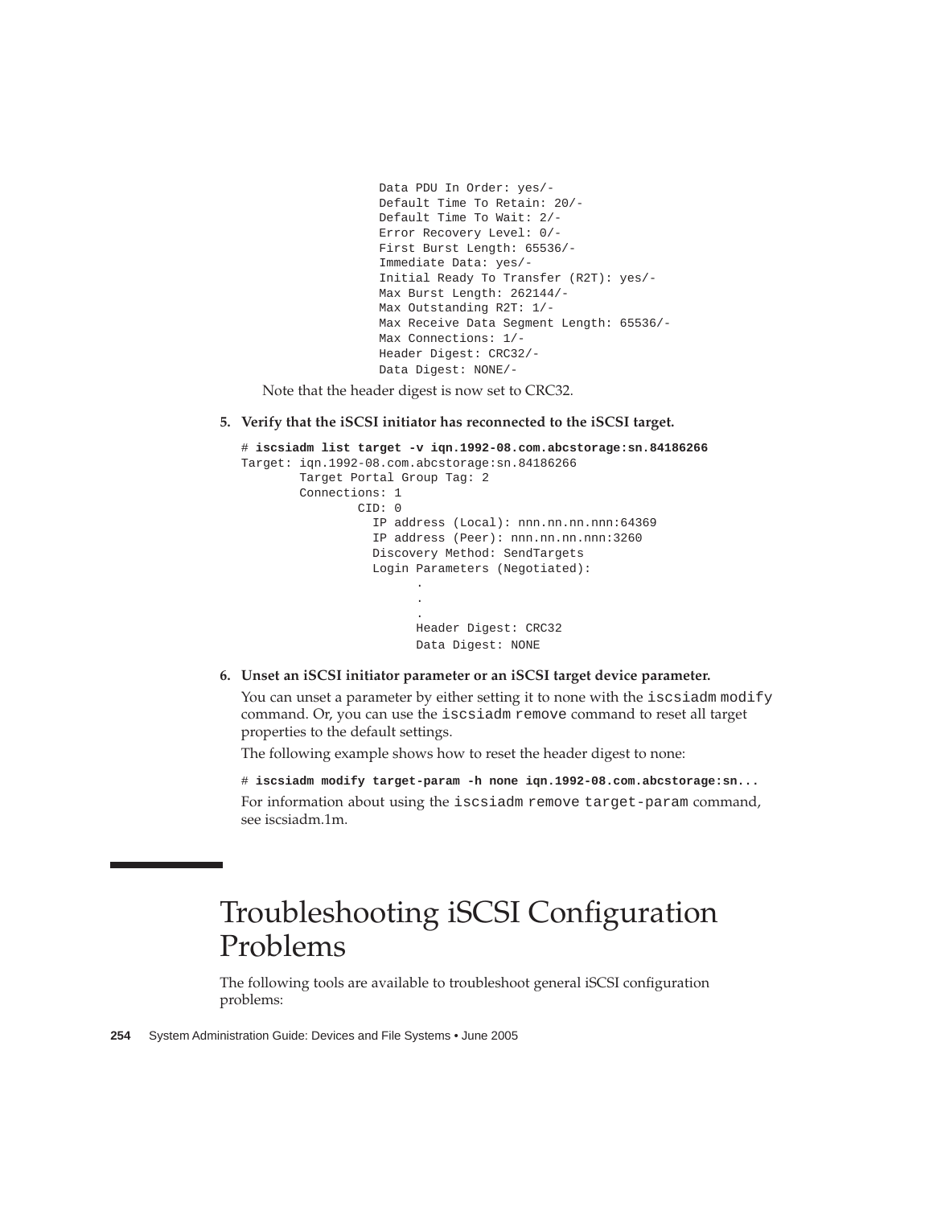```
Data PDU In Order: yes/-
Default Time To Retain: 20/-
Default Time To Wait: 2/-
Error Recovery Level: 0/-
First Burst Length: 65536/-
Immediate Data: yes/-
Initial Ready To Transfer (R2T): yes/-
Max Burst Length: 262144/-
Max Outstanding R2T: 1/-
Max Receive Data Segment Length: 65536/-
Max Connections: 1/-
Header Digest: CRC32/-
Data Digest: NONE/-
```

Note that the header digest is now set to CRC32.

5. **Verify that the iSCSI initiator has reconnected to the iSCSI target.**

```
# iscsiadm list target -v iqn.1992-08.com.abcstorage:sn.84186266
Target: iqn.1992-08.com.abcstorage:sn.84186266
        Target Portal Group Tag: 2
        Connections: 1
                CID: 0
                  IP address (Local): nnn.nn.nn.nnn:64369
                  IP address (Peer): nnn.nn.nn.nnn:3260
                  Discovery Method: SendTargets
                  Login Parameters (Negotiated):
                        .
                        .
                        .
                        Header Digest: CRC32
                        Data Digest: NONE
```

6. **Unset an iSCSI initiator parameter or an iSCSI target device parameter.**

   You can unset a parameter by either setting it to none with the `iscsiadm modify` command. Or, you can use the `iscsiadm remove` command to reset all target properties to the default settings.

   The following example shows how to reset the header digest to none:

   ```
   # iscsiadm modify target-param -h none iqn.1992-08.com.abcstorage:sn...
   ```

   For information about using the `iscsiadm remove target-param` command, see iscsiadm.1m.

# Troubleshooting iSCSI Configuration Problems

The following tools are available to troubleshoot general iSCSI configuration problems: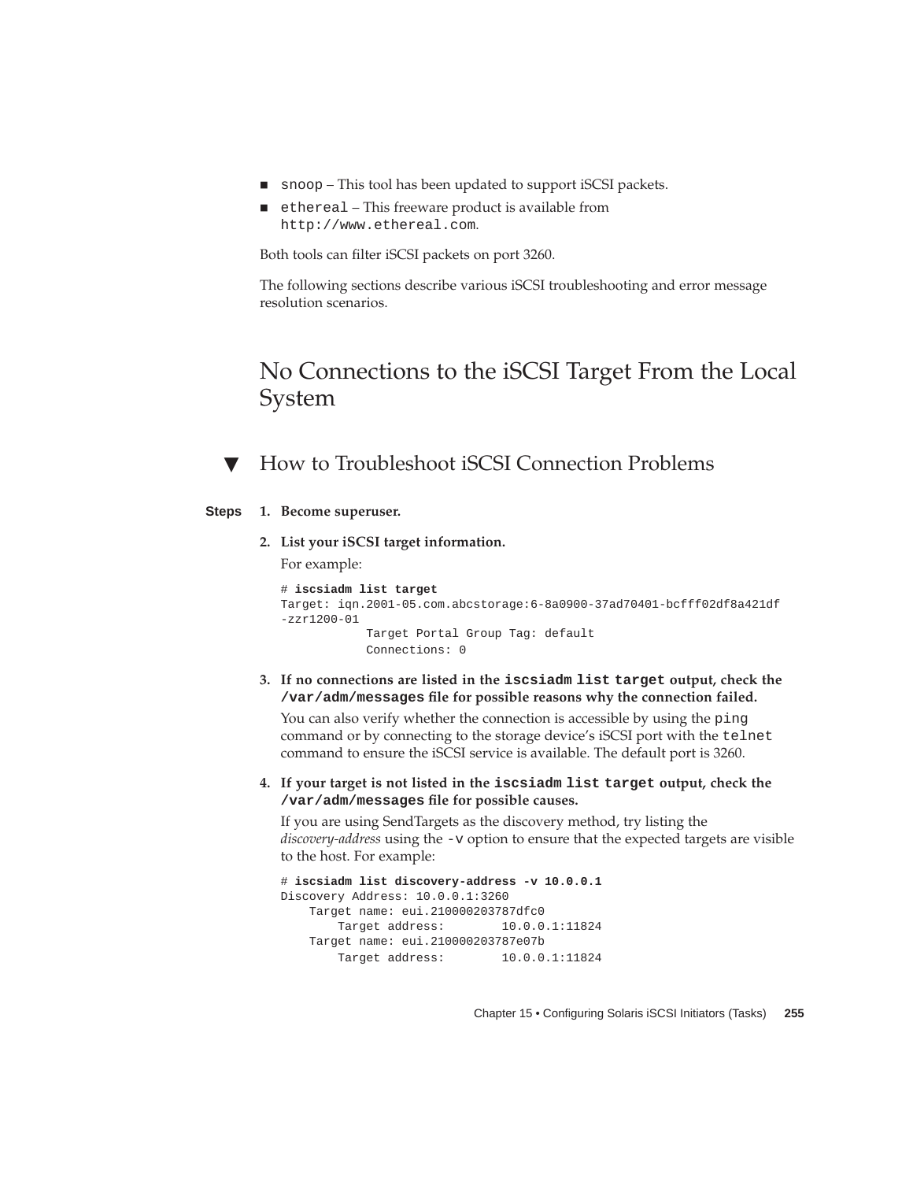- `snoop` – This tool has been updated to support iSCSI packets.
- `ethereal` – This freeware product is available from `http://www.ethereal.com`.

Both tools can filter iSCSI packets on port 3260.

The following sections describe various iSCSI troubleshooting and error message resolution scenarios.

## No Connections to the iSCSI Target From the Local System

### ▼ How to Troubleshoot iSCSI Connection Problems

**Steps**

1. **Become superuser.**

2. **List your iSCSI target information.**

   For example:

   ```
   # iscsiadm list target
   Target: iqn.2001-05.com.abcstorage:6-8a0900-37ad70401-bcfff02df8a421df
   -zzr1200-01
               Target Portal Group Tag: default
               Connections: 0
   ```

3. **If no connections are listed in the `iscsiadm list target` output, check the `/var/adm/messages` file for possible reasons why the connection failed.**

   You can also verify whether the connection is accessible by using the `ping` command or by connecting to the storage device's iSCSI port with the `telnet` command to ensure the iSCSI service is available. The default port is 3260.

4. **If your target is not listed in the `iscsiadm list target` output, check the `/var/adm/messages` file for possible causes.**

   If you are using SendTargets as the discovery method, try listing the *discovery-address* using the `-v` option to ensure that the expected targets are visible to the host. For example:

   ```
   # iscsiadm list discovery-address -v 10.0.0.1
   Discovery Address: 10.0.0.1:3260
       Target name: eui.210000203787dfc0
           Target address:        10.0.0.1:11824
       Target name: eui.210000203787e07b
           Target address:        10.0.0.1:11824
   ```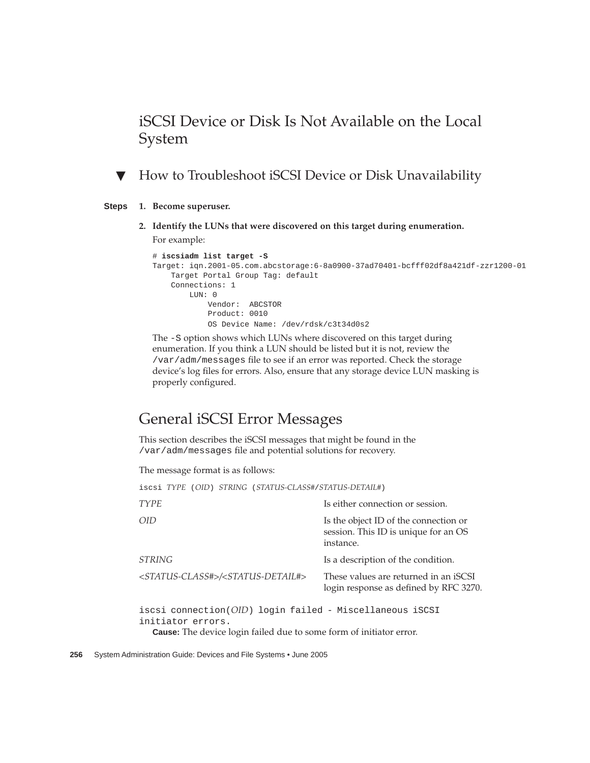## iSCSI Device or Disk Is Not Available on the Local System

### ▼ How to Troubleshoot iSCSI Device or Disk Unavailability

**Steps**

1. **Become superuser.**
2. **Identify the LUNs that were discovered on this target during enumeration.**

   For example:

   ```
   # iscsiadm list target -S
   Target: iqn.2001-05.com.abcstorage:6-8a0900-37ad70401-bcfff02df8a421df-zzr1200-01
       Target Portal Group Tag: default
       Connections: 1
           LUN: 0
               Vendor:  ABCSTOR
               Product: 0010
               OS Device Name: /dev/rdsk/c3t34d0s2
   ```

   The `-S` option shows which LUNs where discovered on this target during enumeration. If you think a LUN should be listed but it is not, review the `/var/adm/messages` file to see if an error was reported. Check the storage device's log files for errors. Also, ensure that any storage device LUN masking is properly configured.

## General iSCSI Error Messages

This section describes the iSCSI messages that might be found in the `/var/adm/messages` file and potential solutions for recovery.

The message format is as follows:

`iscsi` *TYPE* (*OID*) *STRING* (*STATUS-CLASS#*/*STATUS-DETAIL#*)

| | |
|---|---|
| *TYPE* | Is either connection or session. |
| *OID* | Is the object ID of the connection or session. This ID is unique for an OS instance. |
| *STRING* | Is a description of the condition. |
| *<STATUS-CLASS#>/<STATUS-DETAIL#>* | These values are returned in an iSCSI login response as defined by RFC 3270. |

`iscsi connection(`*OID*`) login failed - Miscellaneous iSCSI initiator errors.`

**Cause:** The device login failed due to some form of initiator error.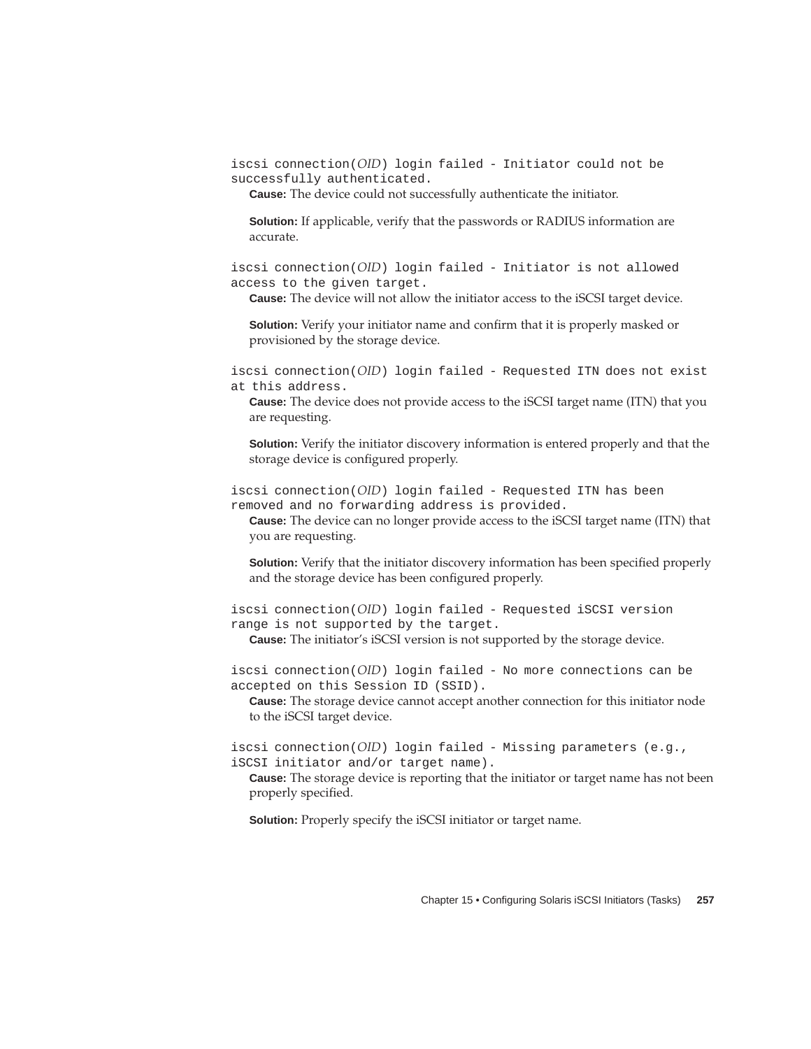`iscsi connection(`*OID*`) login failed - Initiator could not be successfully authenticated.`

**Cause:** The device could not successfully authenticate the initiator.

**Solution:** If applicable, verify that the passwords or RADIUS information are accurate.

`iscsi connection(`*OID*`) login failed - Initiator is not allowed access to the given target.`

**Cause:** The device will not allow the initiator access to the iSCSI target device.

**Solution:** Verify your initiator name and confirm that it is properly masked or provisioned by the storage device.

`iscsi connection(`*OID*`) login failed - Requested ITN does not exist at this address.`

**Cause:** The device does not provide access to the iSCSI target name (ITN) that you are requesting.

**Solution:** Verify the initiator discovery information is entered properly and that the storage device is configured properly.

`iscsi connection(`*OID*`) login failed - Requested ITN has been removed and no forwarding address is provided.`

**Cause:** The device can no longer provide access to the iSCSI target name (ITN) that you are requesting.

**Solution:** Verify that the initiator discovery information has been specified properly and the storage device has been configured properly.

`iscsi connection(`*OID*`) login failed - Requested iSCSI version range is not supported by the target.`

**Cause:** The initiator's iSCSI version is not supported by the storage device.

`iscsi connection(`*OID*`) login failed - No more connections can be accepted on this Session ID (SSID).`

**Cause:** The storage device cannot accept another connection for this initiator node to the iSCSI target device.

`iscsi connection(`*OID*`) login failed - Missing parameters (e.g., iSCSI initiator and/or target name).`

**Cause:** The storage device is reporting that the initiator or target name has not been properly specified.

**Solution:** Properly specify the iSCSI initiator or target name.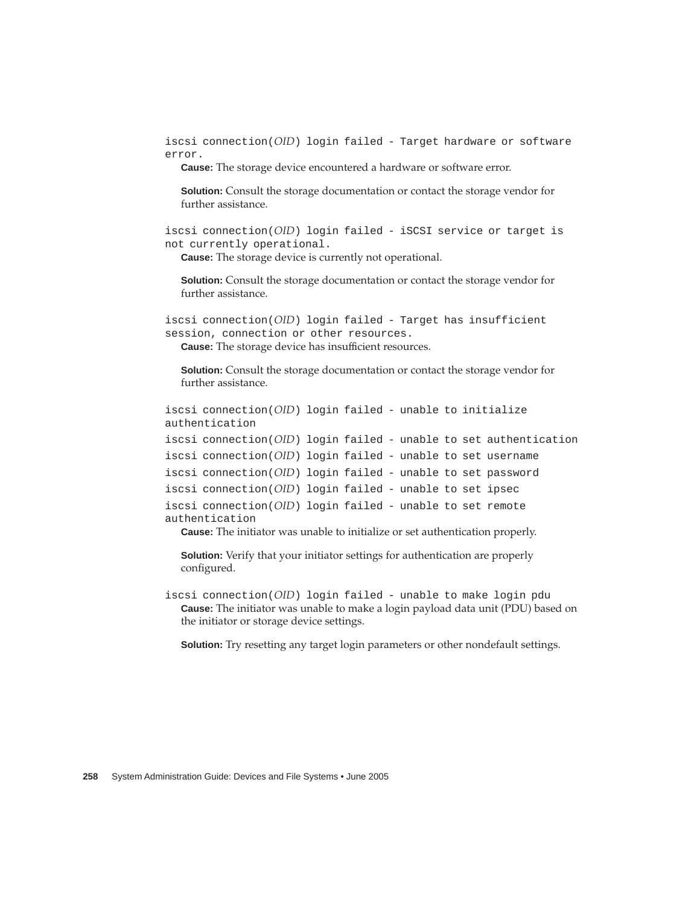`iscsi connection(`*OID*`) login failed - Target hardware or software error.`

**Cause:** The storage device encountered a hardware or software error.

**Solution:** Consult the storage documentation or contact the storage vendor for further assistance.

`iscsi connection(`*OID*`) login failed - iSCSI service or target is not currently operational.`

**Cause:** The storage device is currently not operational.

**Solution:** Consult the storage documentation or contact the storage vendor for further assistance.

`iscsi connection(`*OID*`) login failed - Target has insufficient session, connection or other resources.`

**Cause:** The storage device has insufficient resources.

**Solution:** Consult the storage documentation or contact the storage vendor for further assistance.

`iscsi connection(`*OID*`) login failed - unable to initialize authentication`

`iscsi connection(`*OID*`) login failed - unable to set authentication`

`iscsi connection(`*OID*`) login failed - unable to set username`

`iscsi connection(`*OID*`) login failed - unable to set password`

`iscsi connection(`*OID*`) login failed - unable to set ipsec`

`iscsi connection(`*OID*`) login failed - unable to set remote authentication`

**Cause:** The initiator was unable to initialize or set authentication properly.

**Solution:** Verify that your initiator settings for authentication are properly configured.

`iscsi connection(`*OID*`) login failed - unable to make login pdu`

**Cause:** The initiator was unable to make a login payload data unit (PDU) based on the initiator or storage device settings.

**Solution:** Try resetting any target login parameters or other nondefault settings.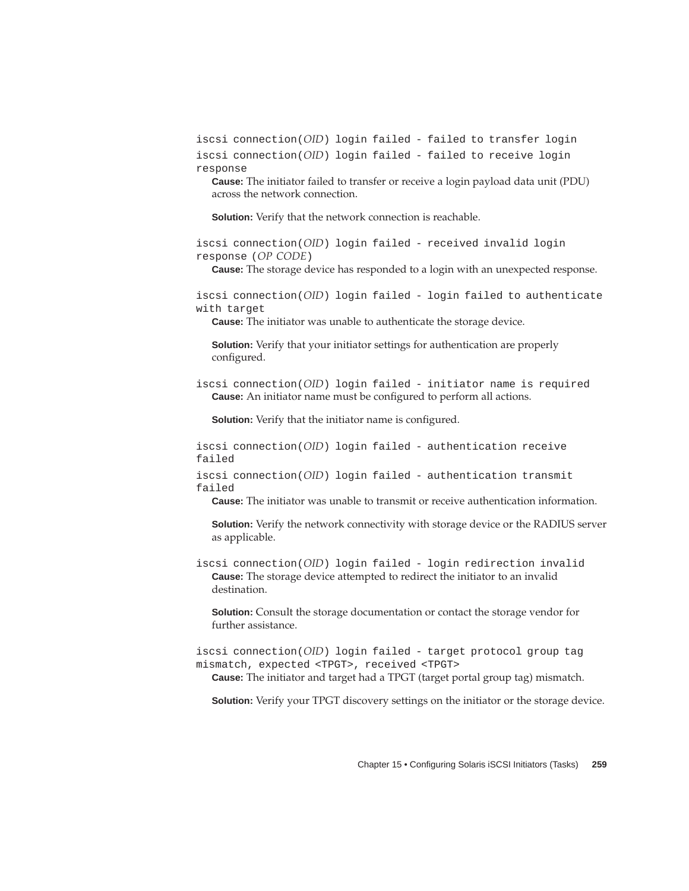`iscsi connection(`*OID*`) login failed - failed to transfer login`

`iscsi connection(`*OID*`) login failed - failed to receive login response`

**Cause:** The initiator failed to transfer or receive a login payload data unit (PDU) across the network connection.

**Solution:** Verify that the network connection is reachable.

`iscsi connection(`*OID*`) login failed - received invalid login response (`*OP CODE*`)`

**Cause:** The storage device has responded to a login with an unexpected response.

`iscsi connection(`*OID*`) login failed - login failed to authenticate with target`

**Cause:** The initiator was unable to authenticate the storage device.

**Solution:** Verify that your initiator settings for authentication are properly configured.

`iscsi connection(`*OID*`) login failed - initiator name is required`

**Cause:** An initiator name must be configured to perform all actions.

**Solution:** Verify that the initiator name is configured.

`iscsi connection(`*OID*`) login failed - authentication receive failed`

`iscsi connection(`*OID*`) login failed - authentication transmit failed`

**Cause:** The initiator was unable to transmit or receive authentication information.

**Solution:** Verify the network connectivity with storage device or the RADIUS server as applicable.

`iscsi connection(`*OID*`) login failed - login redirection invalid`

**Cause:** The storage device attempted to redirect the initiator to an invalid destination.

**Solution:** Consult the storage documentation or contact the storage vendor for further assistance.

`iscsi connection(`*OID*`) login failed - target protocol group tag mismatch, expected <TPGT>, received <TPGT>`

**Cause:** The initiator and target had a TPGT (target portal group tag) mismatch.

**Solution:** Verify your TPGT discovery settings on the initiator or the storage device.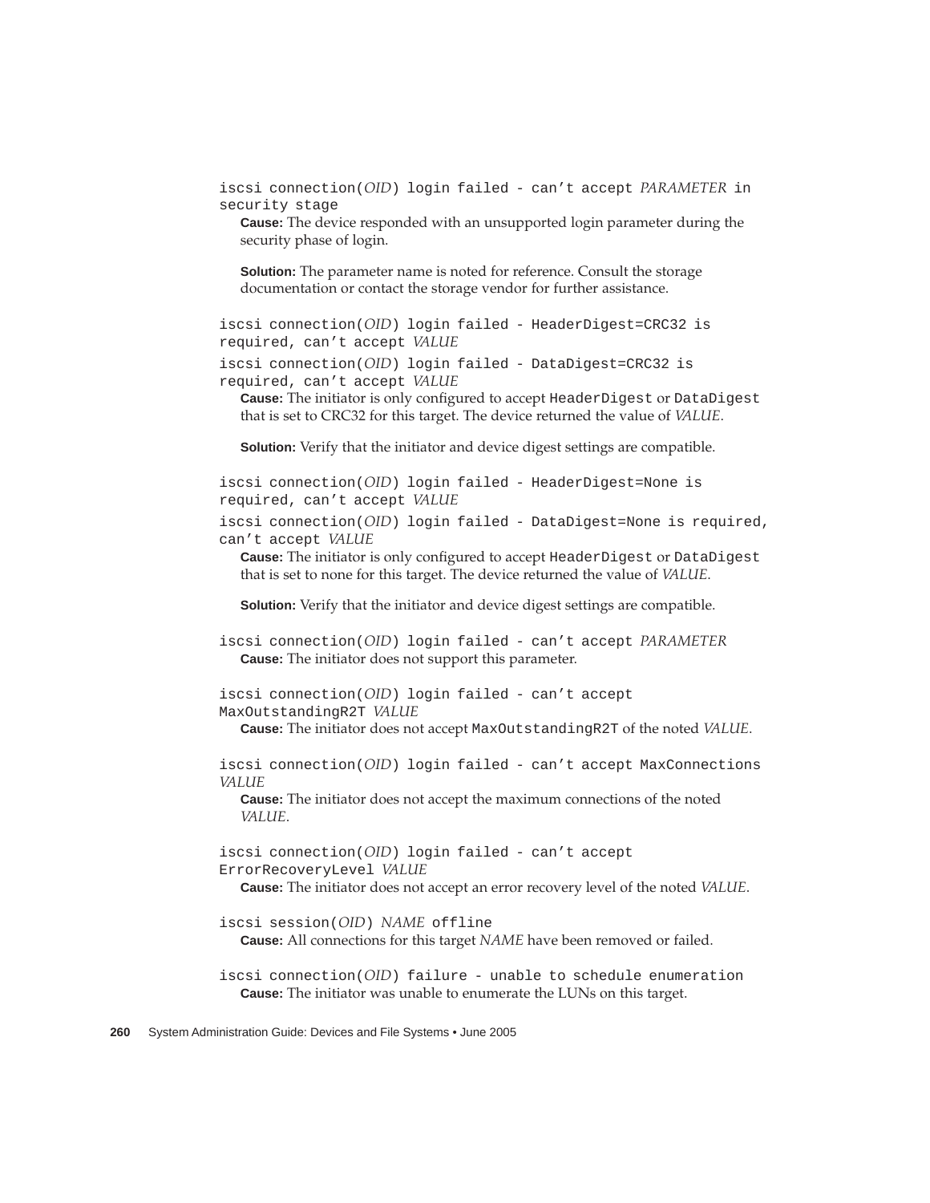`iscsi connection(`*OID*`) login failed - can't accept` *PARAMETER* `in security stage`

**Cause:** The device responded with an unsupported login parameter during the security phase of login.

**Solution:** The parameter name is noted for reference. Consult the storage documentation or contact the storage vendor for further assistance.

`iscsi connection(`*OID*`) login failed - HeaderDigest=CRC32 is required, can't accept` *VALUE*

`iscsi connection(`*OID*`) login failed - DataDigest=CRC32 is required, can't accept` *VALUE*

**Cause:** The initiator is only configured to accept `HeaderDigest` or `DataDigest` that is set to CRC32 for this target. The device returned the value of *VALUE*.

**Solution:** Verify that the initiator and device digest settings are compatible.

`iscsi connection(`*OID*`) login failed - HeaderDigest=None is required, can't accept` *VALUE*

`iscsi connection(`*OID*`) login failed - DataDigest=None is required, can't accept` *VALUE*

**Cause:** The initiator is only configured to accept `HeaderDigest` or `DataDigest` that is set to none for this target. The device returned the value of *VALUE*.

**Solution:** Verify that the initiator and device digest settings are compatible.

`iscsi connection(`*OID*`) login failed - can't accept` *PARAMETER*

**Cause:** The initiator does not support this parameter.

`iscsi connection(`*OID*`) login failed - can't accept MaxOutstandingR2T` *VALUE*

**Cause:** The initiator does not accept `MaxOutstandingR2T` of the noted *VALUE*.

`iscsi connection(`*OID*`) login failed - can't accept MaxConnections` *VALUE*

**Cause:** The initiator does not accept the maximum connections of the noted *VALUE*.

`iscsi connection(`*OID*`) login failed - can't accept ErrorRecoveryLevel` *VALUE*

**Cause:** The initiator does not accept an error recovery level of the noted *VALUE*.

`iscsi session(`*OID*`)` *NAME* `offline`

**Cause:** All connections for this target *NAME* have been removed or failed.

`iscsi connection(`*OID*`) failure - unable to schedule enumeration`

**Cause:** The initiator was unable to enumerate the LUNs on this target.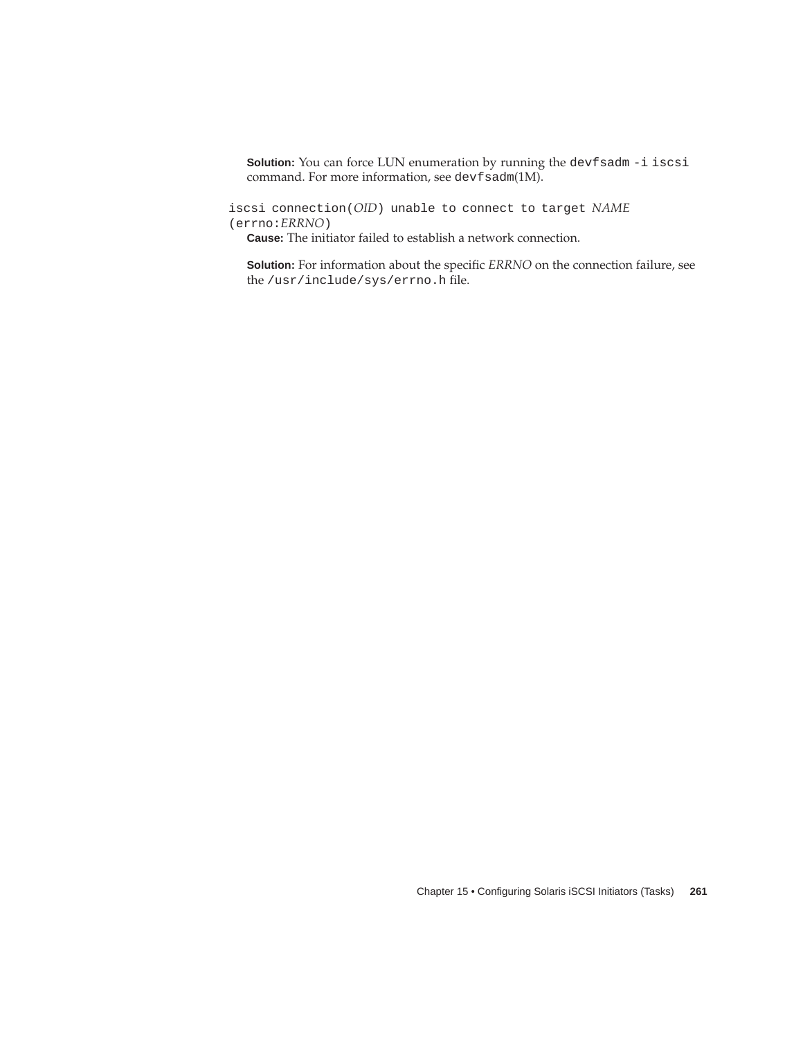**Solution:** You can force LUN enumeration by running the `devfsadm -i iscsi` command. For more information, see `devfsadm`(1M).

`iscsi connection(`*OID*`) unable to connect to target` *NAME* `(errno:`*ERRNO*`)`

**Cause:** The initiator failed to establish a network connection.

**Solution:** For information about the specific *ERRNO* on the connection failure, see the `/usr/include/sys/errno.h` file.